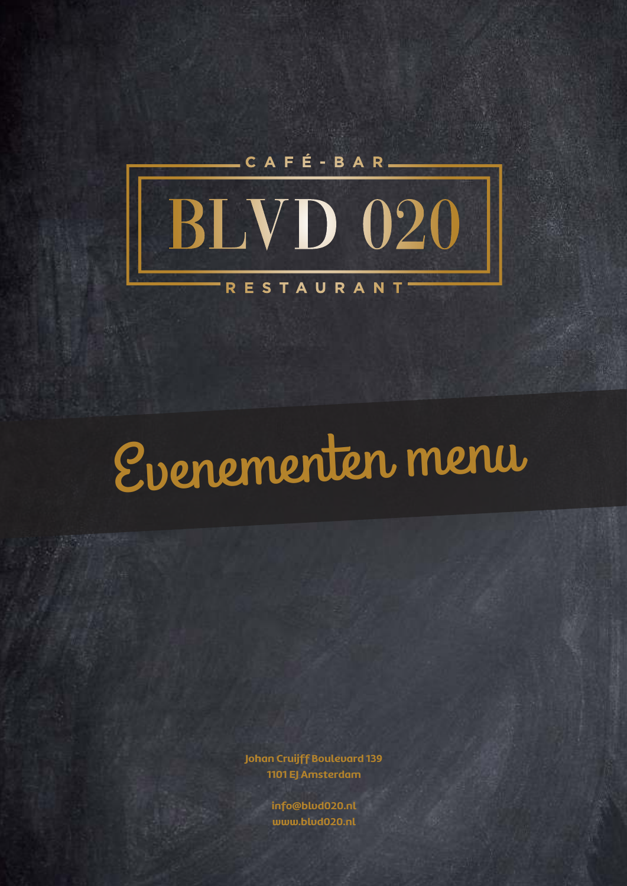CAFÉ - BAR

# BLVD 020

RESTAURANT

## Evenementen menu

Johan Cruijff Boulevard 139
1101 EJ Amsterdam

info@blvd020.nl
www.blvd020.nl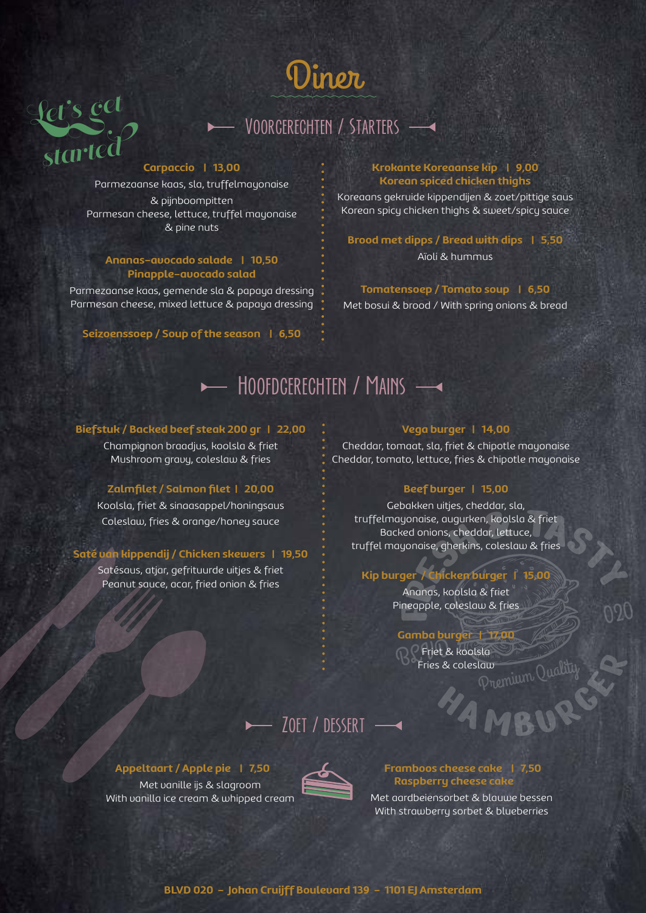# Diner

*Let's get started*

## Voorgerechten / Starters

**Carpaccio | 13,00**
Parmezaanse kaas, sla, truffelmayonaise & pijnboompitten
Parmesan cheese, lettuce, truffel mayonaise & pine nuts

**Ananas-avocado salade | 10,50**
**Pinapple-avocado salad**
Parmezaanse kaas, gemende sla & papaya dressing
Parmesan cheese, mixed lettuce & papaya dressing

**Seizoenssoep / Soup of the season | 6,50**

**Krokante Koreaanse kip | 9,00**
**Korean spiced chicken thighs**
Koreaans gekruide kippendijen & zoet/pittige saus
Korean spicy chicken thighs & sweet/spicy sauce

**Brood met dipps / Bread with dips | 5,50**
Aïoli & hummus

**Tomatensoep / Tomato soup | 6,50**
Met bosui & brood / With spring onions & bread

## Hoofdgerechten / Mains

**Biefstuk / Backed beef steak 200 gr | 22,00**
Champignon braadjus, koolsla & friet
Mushroom gravy, coleslaw & fries

**Zalmfilet / Salmon filet | 20,00**
Koolsla, friet & sinaasappel/honingsaus
Coleslaw, fries & orange/honey sauce

**Saté van kippendij / Chicken skewers | 19,50**
Satésaus, atjar, gefrituurde uitjes & friet
Peanut sauce, acar, fried onion & fries

**Vega burger | 14,00**
Cheddar, tomaat, sla, friet & chipotle mayonaise
Cheddar, tomato, lettuce, fries & chipotle mayonaise

**Beef burger | 15,00**
Gebakken uitjes, cheddar, sla, truffelmayonaise, augurken, koolsla & friet
Backed onions, cheddar, lettuce, truffel mayonaise, gherkins, coleslaw & fries

**Kip burger / Chicken burger | 15,00**
Ananas, koolsla & friet
Pineapple, coleslaw & fries

**Gamba burger | 17,00**
Friet & koolsla
Fries & coleslaw

## Zoet / Dessert

**Appeltaart / Apple pie | 7,50**
Met vanille ijs & slagroom
With vanilla ice cream & whipped cream

**Framboos cheese cake | 7,50**
**Raspberry cheese cake**
Met aardbeiensorbet & blauwe bessen
With strawberry sorbet & blueberries

BLVD 020 – Johan Cruijff Boulevard 139 – 1101 EJ Amsterdam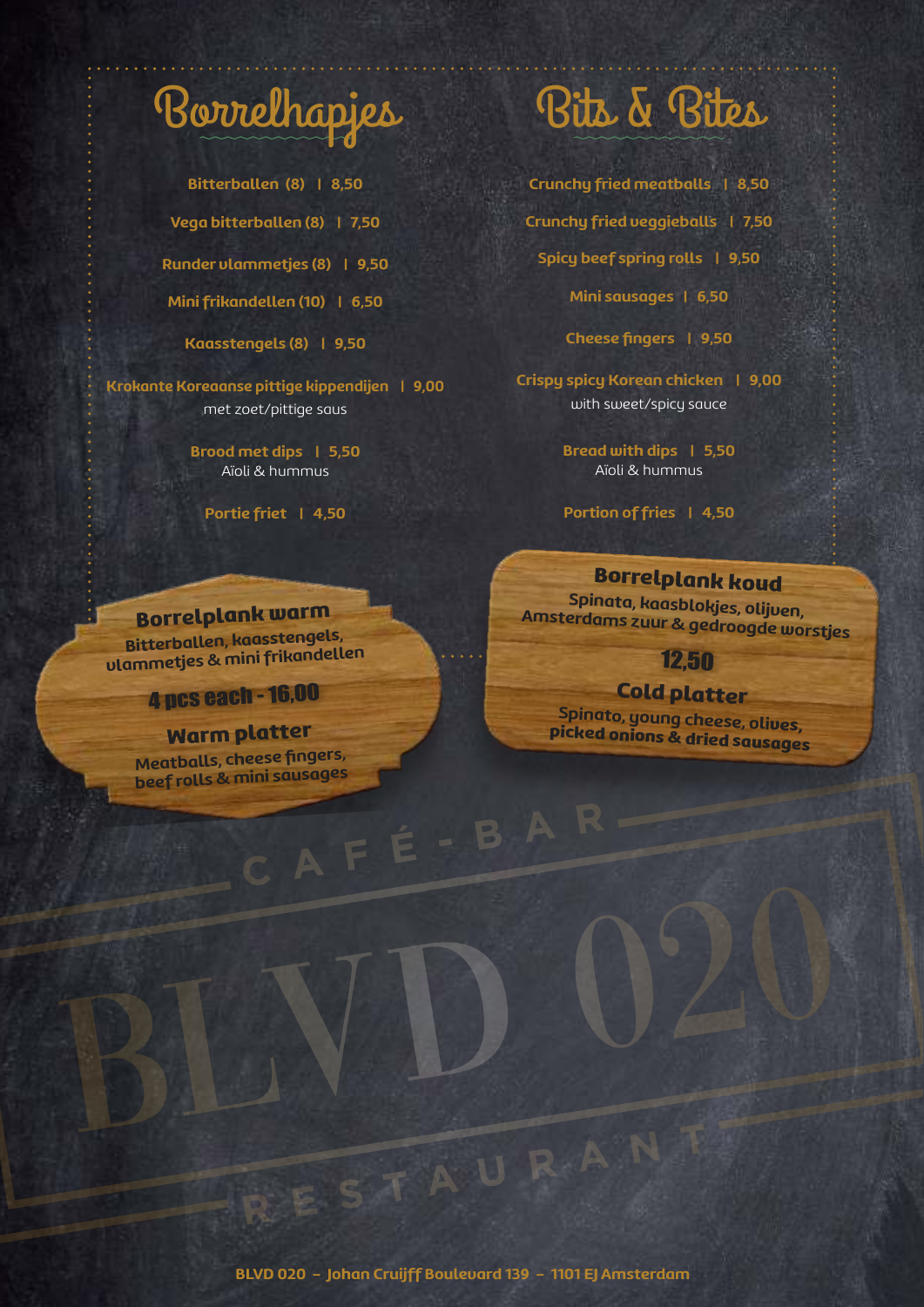## Borrelhapjes

**Bitterballen (8) | 8,50**

**Vega bitterballen (8) | 7,50**

**Runder vlammetjes (8) | 9,50**

**Mini frikandellen (10) | 6,50**

**Kaasstengels (8) | 9,50**

**Krokante Koreaanse pittige kippendijen | 9,00**
met zoet/pittige saus

**Brood met dips | 5,50**
Aïoli & hummus

**Portie friet | 4,50**

## Bits & Bites

**Crunchy fried meatballs | 8,50**

**Crunchy fried veggieballs | 7,50**

**Spicy beef spring rolls | 9,50**

**Mini sausages | 6,50**

**Cheese fingers | 9,50**

**Crispy spicy Korean chicken | 9,00**
with sweet/spicy sauce

**Bread with dips | 5,50**
Aïoli & hummus

**Portion of fries | 4,50**

### Borrelplank warm
Bitterballen, kaasstengels, vlammetjes & mini frikandellen

**4 pcs each - 16,00**

### Warm platter
Meatballs, cheese fingers, beef rolls & mini sausages

### Borrelplank koud
Spinata, kaasblokjes, olijven, Amsterdams zuur & gedroogde worstjes

**12,50**

### Cold platter
Spinato, young cheese, olives, picked onions & dried sausages

CAFÉ - BAR

BLVD 020

RESTAURANT

BLVD 020 – Johan Cruijff Boulevard 139 – 1101 EJ Amsterdam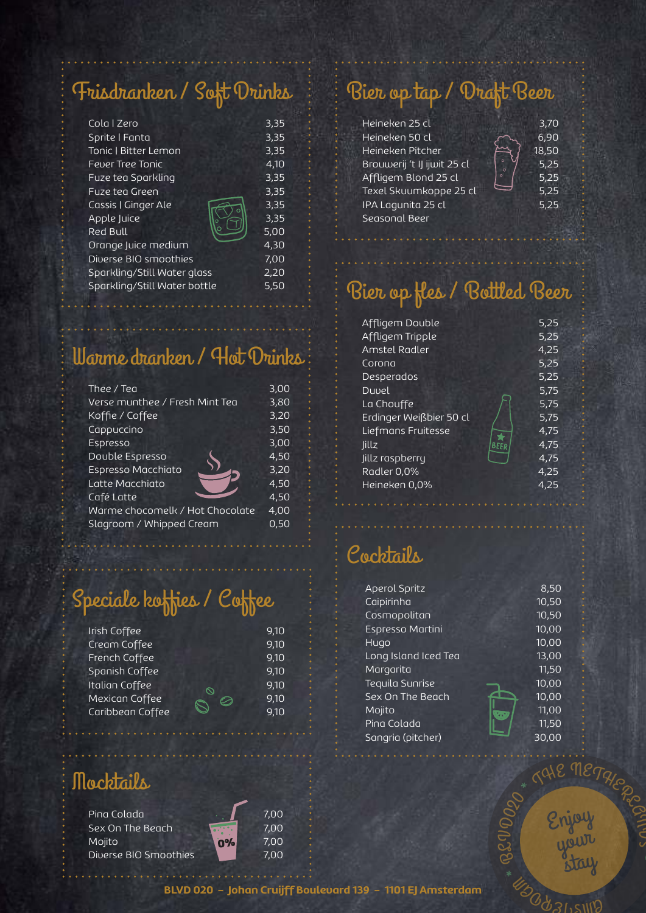## Frisdranken / Soft Drinks

| Item | Price |
|---|---|
| Cola \| Zero | 3,35 |
| Sprite \| Fanta | 3,35 |
| Tonic \| Bitter Lemon | 3,35 |
| Fever Tree Tonic | 4,10 |
| Fuze tea Sparkling | 3,35 |
| Fuze tea Green | 3,35 |
| Cassis \| Ginger Ale | 3,35 |
| Apple Juice | 3,35 |
| Red Bull | 5,00 |
| Orange Juice medium | 4,30 |
| Diverse BIO smoothies | 7,00 |
| Sparkling/Still Water glass | 2,20 |
| Sparkling/Still Water bottle | 5,50 |

## Warme dranken / Hot Drinks

| Item | Price |
|---|---|
| Thee / Tea | 3,00 |
| Verse munthee / Fresh Mint Tea | 3,80 |
| Koffie / Coffee | 3,20 |
| Cappuccino | 3,50 |
| Espresso | 3,00 |
| Double Espresso | 4,50 |
| Espresso Macchiato | 3,20 |
| Latte Macchiato | 4,50 |
| Café Latte | 4,50 |
| Warme chocomelk / Hot Chocolate | 4,00 |
| Slagroom / Whipped Cream | 0,50 |

## Speciale koffies / Coffee

| Item | Price |
|---|---|
| Irish Coffee | 9,10 |
| Cream Coffee | 9,10 |
| French Coffee | 9,10 |
| Spanish Coffee | 9,10 |
| Italian Coffee | 9,10 |
| Mexican Coffee | 9,10 |
| Caribbean Coffee | 9,10 |

## Mocktails

| Item | Price |
|---|---|
| Pina Colada | 7,00 |
| Sex On The Beach | 7,00 |
| Mojito | 7,00 |
| Diverse BIO Smoothies | 7,00 |

## Bier op tap / Draft Beer

| Item | Price |
|---|---|
| Heineken 25 cl | 3,70 |
| Heineken 50 cl | 6,90 |
| Heineken Pitcher | 18,50 |
| Brouwerij 't IJ ijwit 25 cl | 5,25 |
| Affligem Blond 25 cl | 5,25 |
| Texel Skuumkoppe 25 cl | 5,25 |
| IPA Lagunita 25 cl | 5,25 |
| Seasonal Beer | |

## Bier op fles / Bottled Beer

| Item | Price |
|---|---|
| Affligem Double | 5,25 |
| Affligem Tripple | 5,25 |
| Amstel Radler | 4,25 |
| Corona | 5,25 |
| Desperados | 5,25 |
| Duvel | 5,75 |
| La Chouffe | 5,75 |
| Erdinger Weißbier 50 cl | 5,75 |
| Liefmans Fruitesse | 4,75 |
| Jillz | 4,75 |
| Jillz raspberry | 4,75 |
| Radler 0,0% | 4,25 |
| Heineken 0,0% | 4,25 |

## Cocktails

| Item | Price |
|---|---|
| Aperol Spritz | 8,50 |
| Caipirinha | 10,50 |
| Cosmopolitan | 10,50 |
| Espresso Martini | 10,00 |
| Hugo | 10,00 |
| Long Island Iced Tea | 13,00 |
| Margarita | 11,50 |
| Tequila Sunrise | 10,00 |
| Sex On The Beach | 10,00 |
| Mojito | 11,00 |
| Pina Colada | 11,50 |
| Sangria (pitcher) | 30,00 |

BLVD020 * THE NETHERLANDS * CITIZENM — Enjoy your stay

**BLVD 020 – Johan Cruijff Boulevard 139 – 1101 EJ Amsterdam**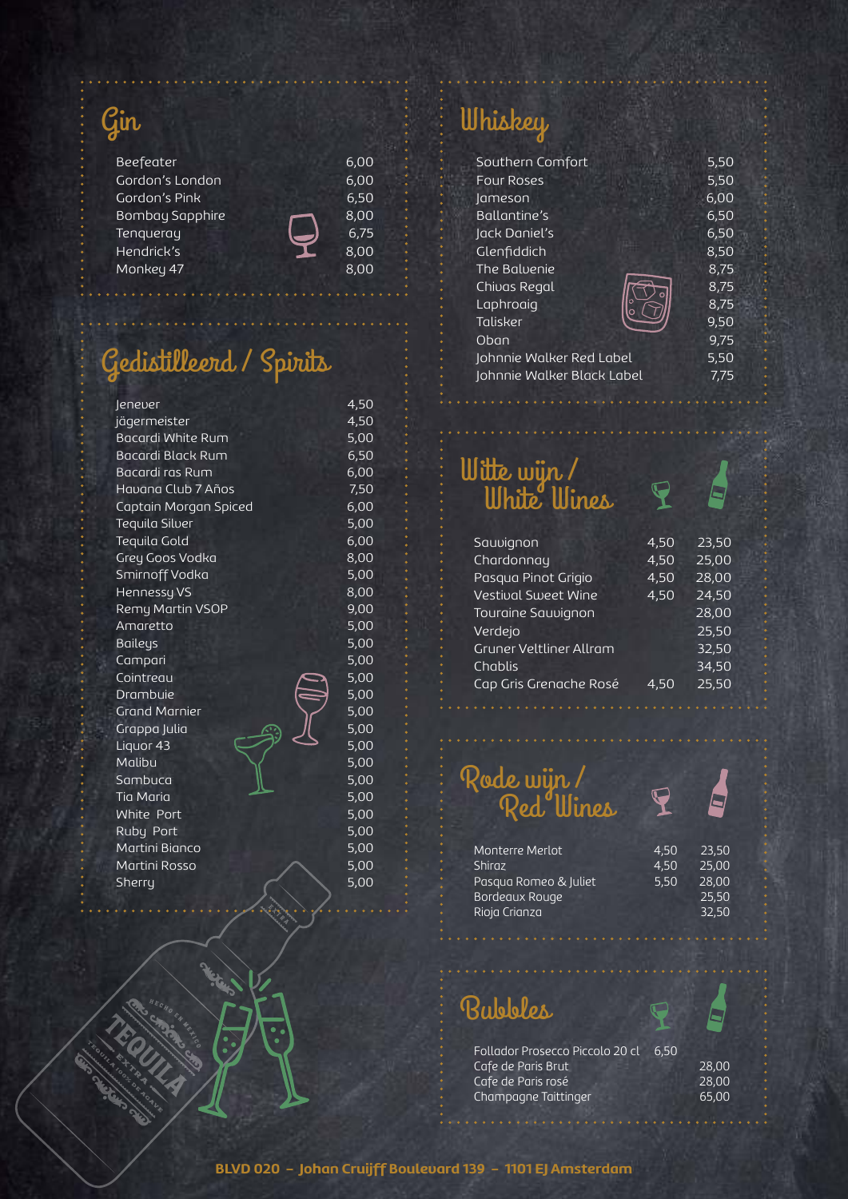## Gin

| | |
|---|---|
| Beefeater | 6,00 |
| Gordon's London | 6,00 |
| Gordon's Pink | 6,50 |
| Bombay Sapphire | 8,00 |
| Tenqueray | 6,75 |
| Hendrick's | 8,00 |
| Monkey 47 | 8,00 |

## Gedistilleerd / Spirits

| | |
|---|---|
| Jenever | 4,50 |
| Jägermeister | 4,50 |
| Bacardi White Rum | 5,00 |
| Bacardi Black Rum | 6,50 |
| Bacardi ras Rum | 6,00 |
| Havana Club 7 Años | 7,50 |
| Captain Morgan Spiced | 6,00 |
| Tequila Silver | 5,00 |
| Tequila Gold | 6,00 |
| Grey Goos Vodka | 8,00 |
| Smirnoff Vodka | 5,00 |
| Hennessy VS | 8,00 |
| Remy Martin VSOP | 9,00 |
| Amaretto | 5,00 |
| Baileys | 5,00 |
| Campari | 5,00 |
| Cointreau | 5,00 |
| Drambuie | 5,00 |
| Grand Marnier | 5,00 |
| Grappa Julia | 5,00 |
| Liquor 43 | 5,00 |
| Malibu | 5,00 |
| Sambuca | 5,00 |
| Tia Maria | 5,00 |
| White Port | 5,00 |
| Ruby Port | 5,00 |
| Martini Bianco | 5,00 |
| Martini Rosso | 5,00 |
| Sherry | 5,00 |

## Whiskey

| | |
|---|---|
| Southern Comfort | 5,50 |
| Four Roses | 5,50 |
| Jameson | 6,00 |
| Ballantine's | 6,50 |
| Jack Daniel's | 6,50 |
| Glenfiddich | 8,50 |
| The Balvenie | 8,75 |
| Chivas Regal | 8,75 |
| Laphroaig | 8,75 |
| Talisker | 9,50 |
| Oban | 9,75 |
| Johnnie Walker Red Label | 5,50 |
| Johnnie Walker Black Label | 7,75 |

## Witte wijn / White Wines

| | Glas | Fles |
|---|---|---|
| Sauvignon | 4,50 | 23,50 |
| Chardonnay | 4,50 | 25,00 |
| Pasqua Pinot Grigio | 4,50 | 28,00 |
| Vestival Sweet Wine | 4,50 | 24,50 |
| Touraine Sauvignon | | 28,00 |
| Verdejo | | 25,50 |
| Gruner Veltliner Allram | | 32,50 |
| Chablis | | 34,50 |
| Cap Gris Grenache Rosé | 4,50 | 25,50 |

## Rode wijn / Red Wines

| | Glas | Fles |
|---|---|---|
| Monterre Merlot | 4,50 | 23,50 |
| Shiraz | 4,50 | 25,00 |
| Pasqua Romeo & Juliet | 5,50 | 28,00 |
| Bordeaux Rouge | | 25,50 |
| Rioja Crianza | | 32,50 |

## Bubbles

| | Glas | Fles |
|---|---|---|
| Follador Prosecco Piccolo 20 cl | 6,50 | |
| Cafe de Paris Brut | | 28,00 |
| Cafe de Paris rosé | | 28,00 |
| Champagne Taittinger | | 65,00 |

**BLVD 020 – Johan Cruijff Boulevard 139 – 1101 EJ Amsterdam**